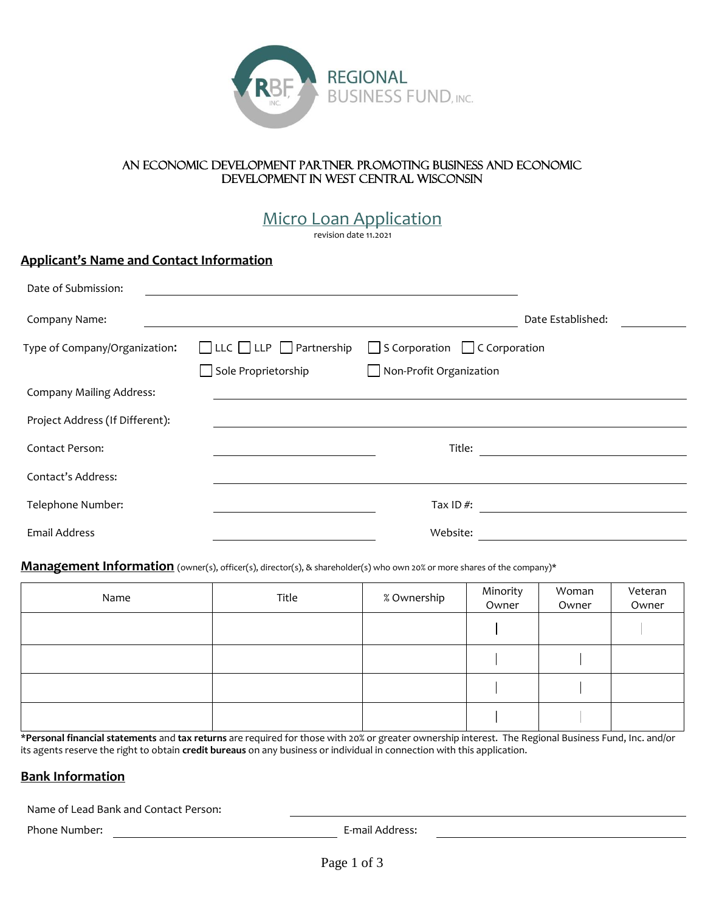REGIONAL BUSINESS FUND, INC.

AN ECONOMIC DEVELOPMENT PARTNER PROMOTING BUSINESS AND ECONOMIC DEVELOPMENT IN WEST CENTRAL WISCONSIN

# Micro Loan Application

revision date 11.2021

## Applicant's Name and Contact Information

Date of Submission: ______________________________

Company Name: ______________________________ Date Established: __________

Type of Company/Organization: ☐ LLC ☐ LLP ☐ Partnership ☐ S Corporation ☐ C Corporation ☐ Sole Proprietorship ☐ Non-Profit Organization

Company Mailing Address: ______________________________

Project Address (If Different): ______________________________

Contact Person: ______________ Title: ______________

Contact's Address: ______________________________

Telephone Number: ______________ Tax ID #: ______________

Email Address ______________ Website: ______________

## Management Information (owner(s), officer(s), director(s), & shareholder(s) who own 20% or more shares of the company)*

| Name | Title | % Ownership | Minority Owner | Woman Owner | Veteran Owner |
|---|---|---|---|---|---|
| | | | | | |
| | | | | | |
| | | | | | |
| | | | | | |

***Personal financial statements** and **tax returns** are required for those with 20% or greater ownership interest. The Regional Business Fund, Inc. and/or its agents reserve the right to obtain **credit bureaus** on any business or individual in connection with this application.

## Bank Information

Name of Lead Bank and Contact Person: ______________________________

Phone Number: ______________ E-mail Address: ______________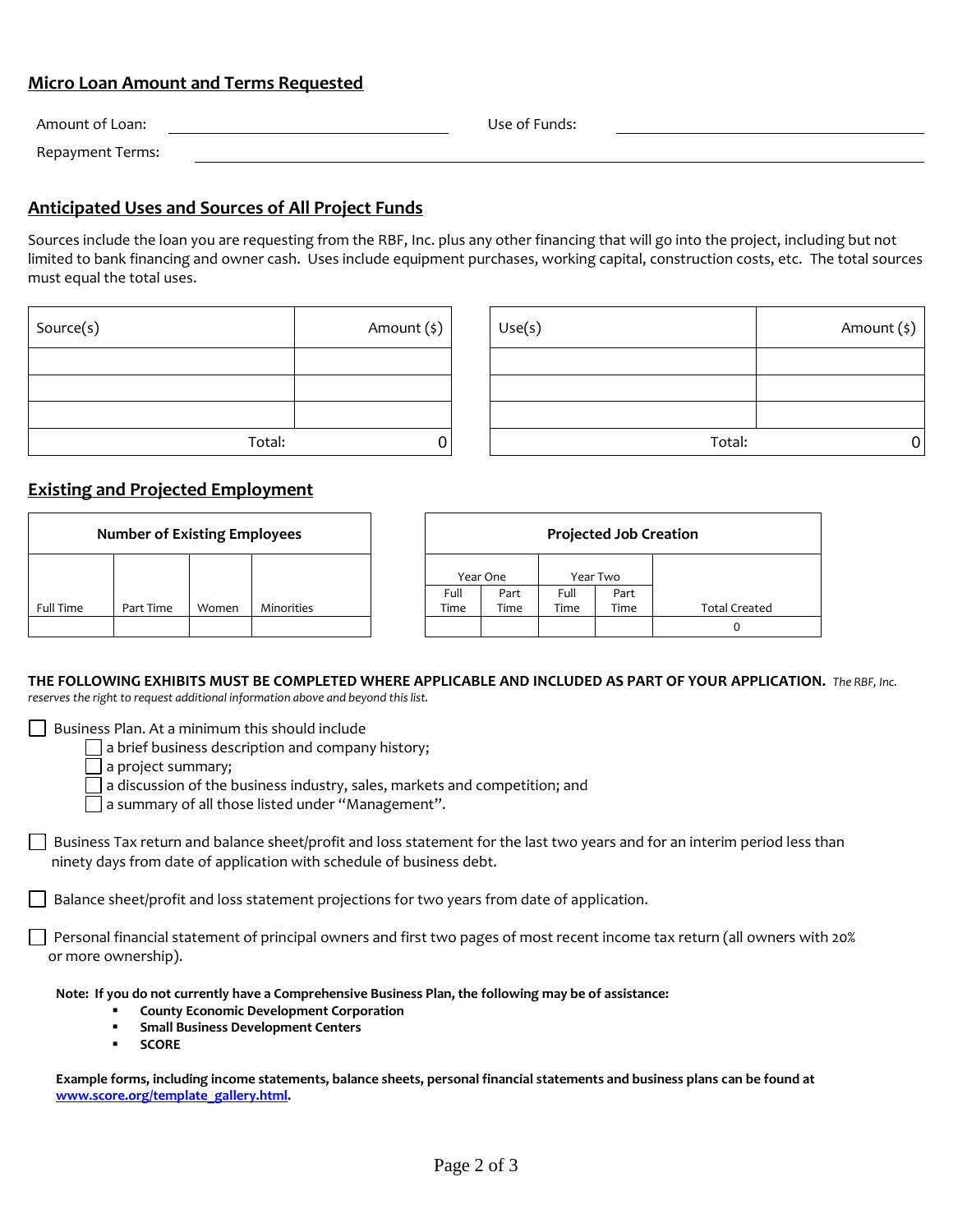## Micro Loan Amount and Terms Requested

Amount of Loan: ______________________ Use of Funds: ______________________

Repayment Terms: ______________________________________________

## Anticipated Uses and Sources of All Project Funds

Sources include the loan you are requesting from the RBF, Inc. plus any other financing that will go into the project, including but not limited to bank financing and owner cash. Uses include equipment purchases, working capital, construction costs, etc. The total sources must equal the total uses.

| Source(s) | Amount ($) |
|---|---|
| | |
| | |
| | |
| Total: | 0 |

| Use(s) | Amount ($) |
|---|---|
| | |
| | |
| | |
| Total: | 0 |

## Existing and Projected Employment

| Number of Existing Employees | | | |
|---|---|---|---|
| Full Time | Part Time | Women | Minorities |
| | | | |

| Projected Job Creation | | | | |
|---|---|---|---|---|
| Year One | | Year Two | | |
| Full Time | Part Time | Full Time | Part Time | Total Created |
| | | | | 0 |

**THE FOLLOWING EXHIBITS MUST BE COMPLETED WHERE APPLICABLE AND INCLUDED AS PART OF YOUR APPLICATION.** *The RBF, Inc. reserves the right to request additional information above and beyond this list.*

- ☐ Business Plan. At a minimum this should include
  - ☐ a brief business description and company history;
  - ☐ a project summary;
  - ☐ a discussion of the business industry, sales, markets and competition; and
  - ☐ a summary of all those listed under "Management".

- ☐ Business Tax return and balance sheet/profit and loss statement for the last two years and for an interim period less than ninety days from date of application with schedule of business debt.

- ☐ Balance sheet/profit and loss statement projections for two years from date of application.

- ☐ Personal financial statement of principal owners and first two pages of most recent income tax return (all owners with 20% or more ownership).

**Note: If you do not currently have a Comprehensive Business Plan, the following may be of assistance:**

- **County Economic Development Corporation**
- **Small Business Development Centers**
- **SCORE**

**Example forms, including income statements, balance sheets, personal financial statements and business plans can be found at [www.score.org/template_gallery.html](http://www.score.org/template_gallery.html).**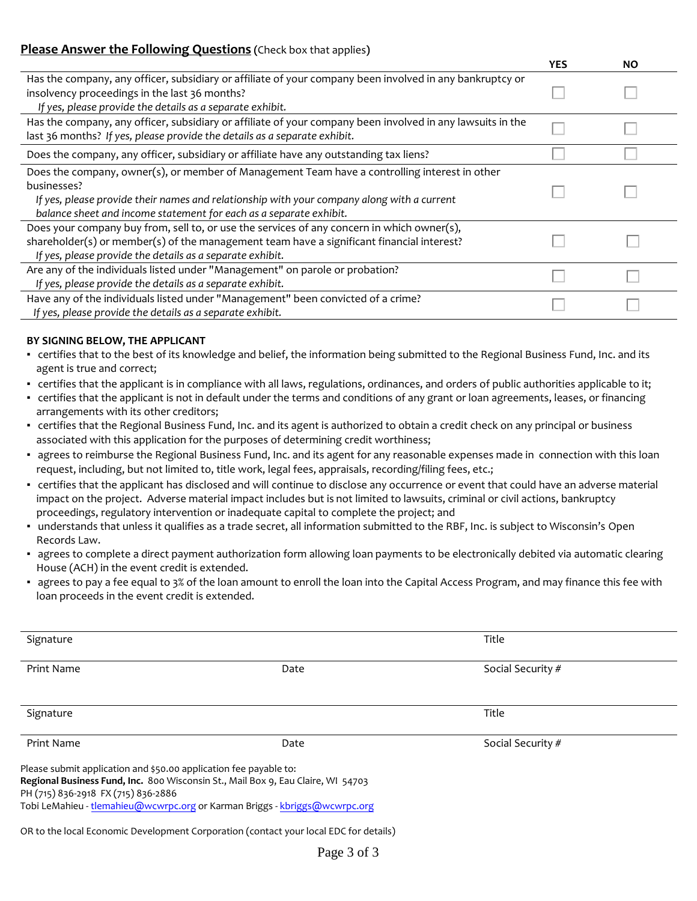## Please Answer the Following Questions (Check box that applies)

| | YES | NO |
|---|---|---|
| Has the company, any officer, subsidiary or affiliate of your company been involved in any bankruptcy or insolvency proceedings in the last 36 months? *If yes, please provide the details as a separate exhibit.* | ☐ | ☐ |
| Has the company, any officer, subsidiary or affiliate of your company been involved in any lawsuits in the last 36 months? *If yes, please provide the details as a separate exhibit.* | ☐ | ☐ |
| Does the company, any officer, subsidiary or affiliate have any outstanding tax liens? | ☐ | ☐ |
| Does the company, owner(s), or member of Management Team have a controlling interest in other businesses? *If yes, please provide their names and relationship with your company along with a current balance sheet and income statement for each as a separate exhibit.* | ☐ | ☐ |
| Does your company buy from, sell to, or use the services of any concern in which owner(s), shareholder(s) or member(s) of the management team have a significant financial interest? *If yes, please provide the details as a separate exhibit.* | ☐ | ☐ |
| Are any of the individuals listed under "Management" on parole or probation? *If yes, please provide the details as a separate exhibit.* | ☐ | ☐ |
| Have any of the individuals listed under "Management" been convicted of a crime? *If yes, please provide the details as a separate exhibit.* | ☐ | ☐ |

**BY SIGNING BELOW, THE APPLICANT**

- certifies that to the best of its knowledge and belief, the information being submitted to the Regional Business Fund, Inc. and its agent is true and correct;
- certifies that the applicant is in compliance with all laws, regulations, ordinances, and orders of public authorities applicable to it;
- certifies that the applicant is not in default under the terms and conditions of any grant or loan agreements, leases, or financing arrangements with its other creditors;
- certifies that the Regional Business Fund, Inc. and its agent is authorized to obtain a credit check on any principal or business associated with this application for the purposes of determining credit worthiness;
- agrees to reimburse the Regional Business Fund, Inc. and its agent for any reasonable expenses made in connection with this loan request, including, but not limited to, title work, legal fees, appraisals, recording/filing fees, etc.;
- certifies that the applicant has disclosed and will continue to disclose any occurrence or event that could have an adverse material impact on the project. Adverse material impact includes but is not limited to lawsuits, criminal or civil actions, bankruptcy proceedings, regulatory intervention or inadequate capital to complete the project; and
- understands that unless it qualifies as a trade secret, all information submitted to the RBF, Inc. is subject to Wisconsin's Open Records Law.
- agrees to complete a direct payment authorization form allowing loan payments to be electronically debited via automatic clearing House (ACH) in the event credit is extended.
- agrees to pay a fee equal to 3% of the loan amount to enroll the loan into the Capital Access Program, and may finance this fee with loan proceeds in the event credit is extended.

| | | |
|---|---|---|
| Signature | | Title |
| Print Name | Date | Social Security # |

| | | |
|---|---|---|
| Signature | | Title |
| Print Name | Date | Social Security # |

Please submit application and $50.00 application fee payable to:
**Regional Business Fund, Inc.** 800 Wisconsin St., Mail Box 9, Eau Claire, WI 54703
PH (715) 836-2918 FX (715) 836-2886
Tobi LeMahieu - tlemahieu@wcwrpc.org or Karman Briggs - kbriggs@wcwrpc.org

OR to the local Economic Development Corporation (contact your local EDC for details)